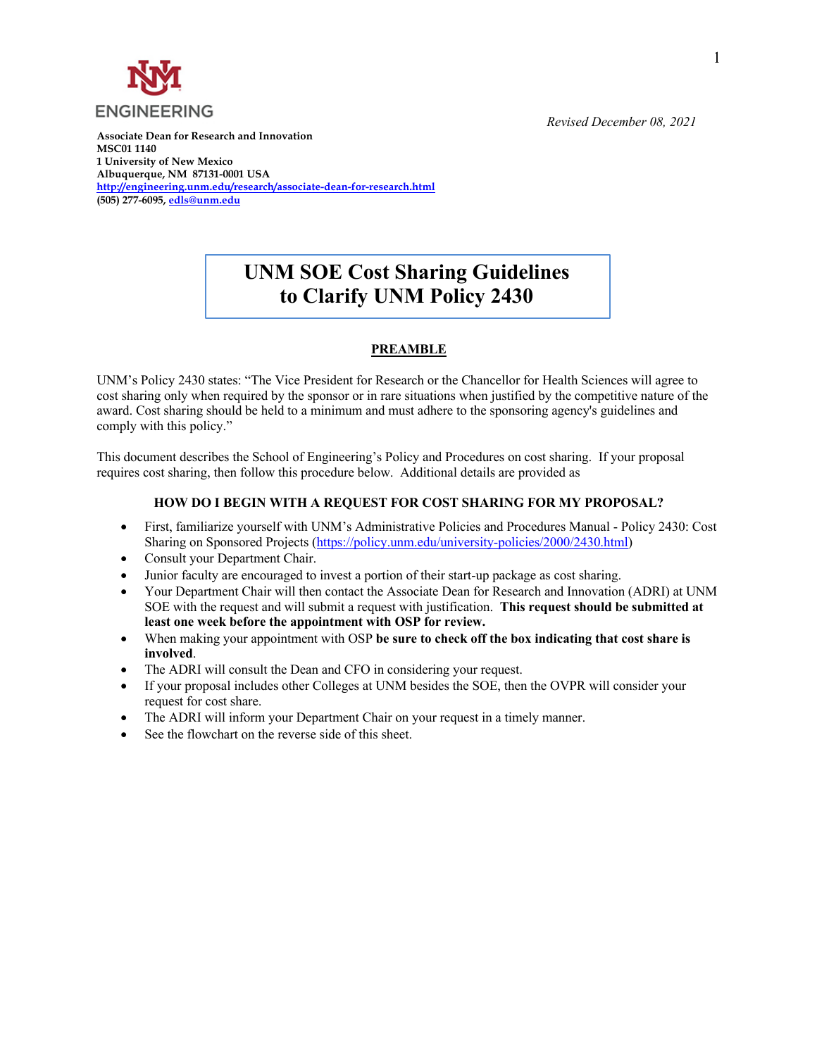ENGINEERING

*Revised December 08, 2021*

**Associate Dean for Research and Innovation**
**MSC01 1140**
**1 University of New Mexico**
**Albuquerque, NM 87131-0001 USA**
**http://engineering.unm.edu/research/associate-dean-for-research.html**
**(505) 277-6095, edls@unm.edu**

# UNM SOE Cost Sharing Guidelines to Clarify UNM Policy 2430

## PREAMBLE

UNM's Policy 2430 states: "The Vice President for Research or the Chancellor for Health Sciences will agree to cost sharing only when required by the sponsor or in rare situations when justified by the competitive nature of the award. Cost sharing should be held to a minimum and must adhere to the sponsoring agency's guidelines and comply with this policy."

This document describes the School of Engineering's Policy and Procedures on cost sharing. If your proposal requires cost sharing, then follow this procedure below. Additional details are provided as

### HOW DO I BEGIN WITH A REQUEST FOR COST SHARING FOR MY PROPOSAL?

- First, familiarize yourself with UNM's Administrative Policies and Procedures Manual - Policy 2430: Cost Sharing on Sponsored Projects (https://policy.unm.edu/university-policies/2000/2430.html)
- Consult your Department Chair.
- Junior faculty are encouraged to invest a portion of their start-up package as cost sharing.
- Your Department Chair will then contact the Associate Dean for Research and Innovation (ADRI) at UNM SOE with the request and will submit a request with justification. **This request should be submitted at least one week before the appointment with OSP for review.**
- When making your appointment with OSP **be sure to check off the box indicating that cost share is involved**.
- The ADRI will consult the Dean and CFO in considering your request.
- If your proposal includes other Colleges at UNM besides the SOE, then the OVPR will consider your request for cost share.
- The ADRI will inform your Department Chair on your request in a timely manner.
- See the flowchart on the reverse side of this sheet.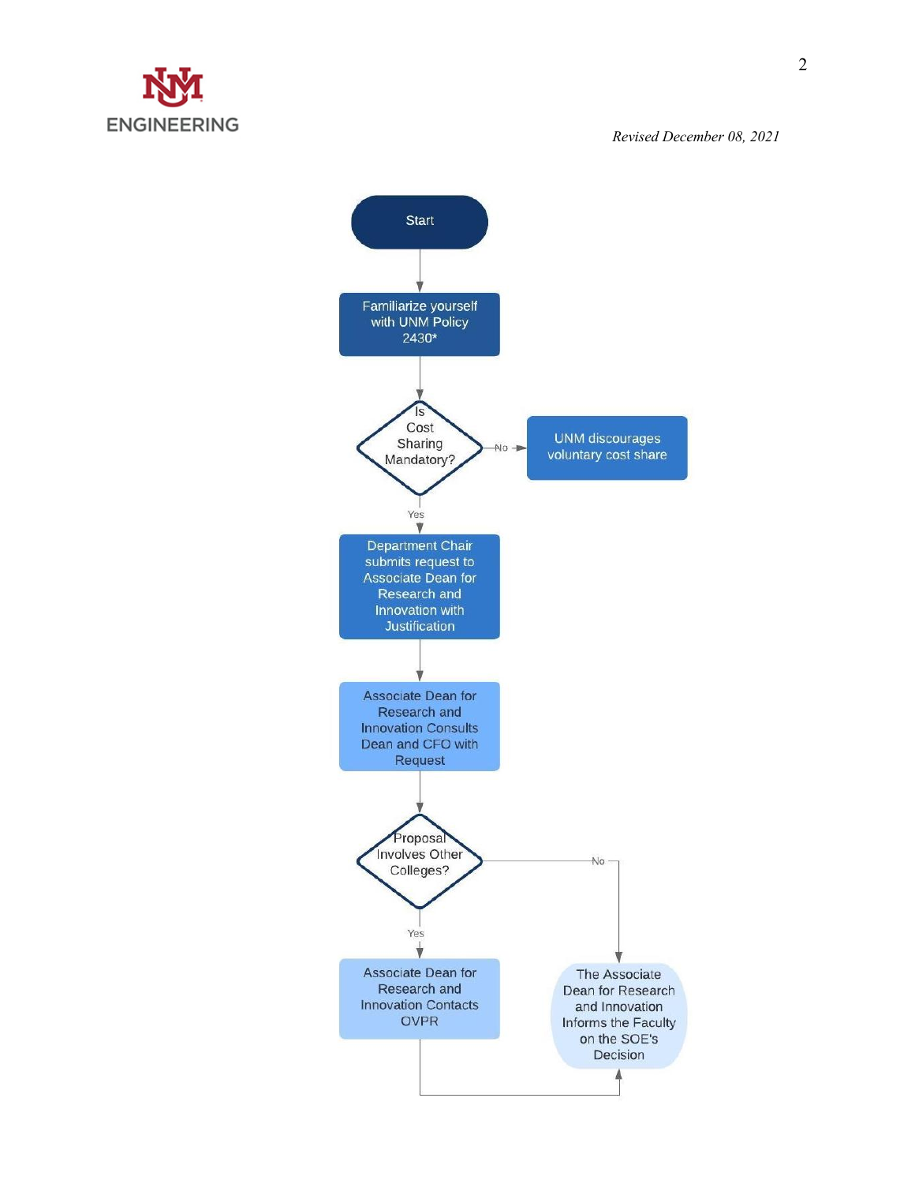*Revised December 08, 2021*

Start

Familiarize yourself with UNM Policy 2430*

Is Cost Sharing Mandatory?

No

UNM discourages voluntary cost share

Yes

Department Chair submits request to Associate Dean for Research and Innovation with Justification

Associate Dean for Research and Innovation Consults Dean and CFO with Request

Proposal Involves Other Colleges?

No

Yes

Associate Dean for Research and Innovation Contacts OVPR

The Associate Dean for Research and Innovation Informs the Faculty on the SOE's Decision